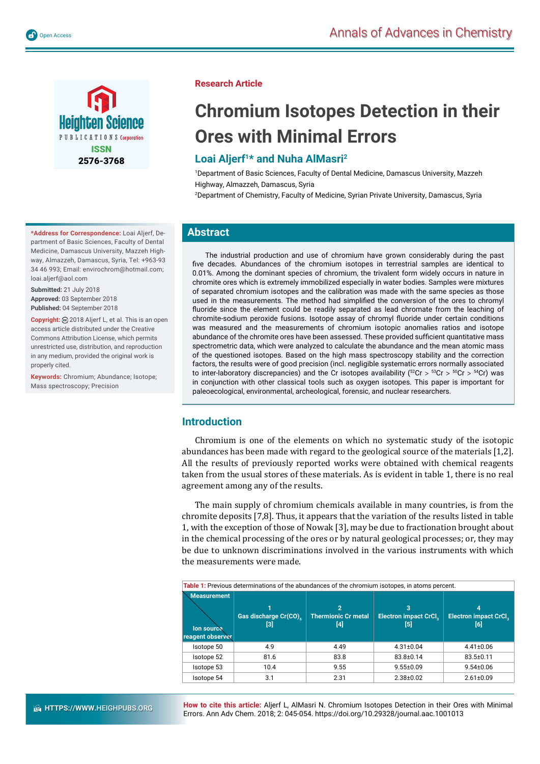Research Article

# Chromium Isotopes Detection in their Ores with Minimal Errors

## Loai Aljerf[1]* and Nuha AlMasri[2]

[1]Department of Basic Sciences, Faculty of Dental Medicine, Damascus University, Mazzeh Highway, Almazzeh, Damascus, Syria

[2]Department of Chemistry, Faculty of Medicine, Syrian Private University, Damascus, Syria

**\*Address for Correspondence:** Loai Aljerf, Department of Basic Sciences, Faculty of Dental Medicine, Damascus University, Mazzeh Highway, Almazzeh, Damascus, Syria, Tel: +963-93 34 46 993; Email: envirochrom@hotmail.com; loai.aljerf@aol.com

**Submitted:** 21 July 2018

**Approved:** 03 September 2018

**Published:** 04 September 2018

**Copyright:** © 2018 Aljerf L, et al. This is an open access article distributed under the Creative Commons Attribution License, which permits unrestricted use, distribution, and reproduction in any medium, provided the original work is properly cited.

**Keywords:** Chromium; Abundance; Isotope; Mass spectroscopy; Precision

## Abstract

The industrial production and use of chromium have grown considerably during the past five decades. Abundances of the chromium isotopes in terrestrial samples are identical to 0.01%. Among the dominant species of chromium, the trivalent form widely occurs in nature in chromite ores which is extremely immobilized especially in water bodies. Samples were mixtures of separated chromium isotopes and the calibration was made with the same species as those used in the measurements. The method had simplified the conversion of the ores to chromyl fluoride since the element could be readily separated as lead chromate from the leaching of chromite-sodium peroxide fusions. Isotope assay of chromyl fluoride under certain conditions was measured and the measurements of chromium isotopic anomalies ratios and isotope abundance of the chromite ores have been assessed. These provided sufficient quantitative mass spectrometric data, which were analyzed to calculate the abundance and the mean atomic mass of the questioned isotopes. Based on the high mass spectroscopy stability and the correction factors, the results were of good precision (incl. negligible systematic errors normally associated to inter-laboratory discrepancies) and the Cr isotopes availability ($^{52}Cr > {}^{53}Cr > {}^{50}Cr > {}^{54}Cr$) was in conjunction with other classical tools such as oxygen isotopes. This paper is important for paleoecological, environmental, archeological, forensic, and nuclear researchers.

## Introduction

Chromium is one of the elements on which no systematic study of the isotopic abundances has been made with regard to the geological source of the materials [1,2]. All the results of previously reported works were obtained with chemical reagents taken from the usual stores of these materials. As is evident in table 1, there is no real agreement among any of the results.

The main supply of chromium chemicals available in many countries, is from the chromite deposits [7,8]. Thus, it appears that the variation of the results listed in table 1, with the exception of those of Nowak [3], may be due to fractionation brought about in the chemical processing of the ores or by natural geological processes; or, they may be due to unknown discriminations involved in the various instruments with which the measurements were made.

**Table 1:** Previous determinations of the abundances of the chromium isotopes, in atoms percent.

| Measurement / Ion source reagent observer | 1 Gas discharge $Cr(CO)_6$ [3] | 2 Thermionic Cr metal [4] | 3 Electron impact $CrCl_3$ [5] | 4 Electron impact $CrCl_3$ [6] |
|---|---|---|---|---|
| Isotope 50 | 4.9 | 4.49 | 4.31±0.04 | 4.41±0.06 |
| Isotope 52 | 81.6 | 83.8 | 83.8±0.14 | 83.5±0.11 |
| Isotope 53 | 10.4 | 9.55 | 9.55±0.09 | 9.54±0.06 |
| Isotope 54 | 3.1 | 2.31 | 2.38±0.02 | 2.61±0.09 |

**How to cite this article:** Aljerf L, AlMasri N. Chromium Isotopes Detection in their Ores with Minimal Errors. Ann Adv Chem. 2018; 2: 045-054. https://doi.org/10.29328/journal.aac.1001013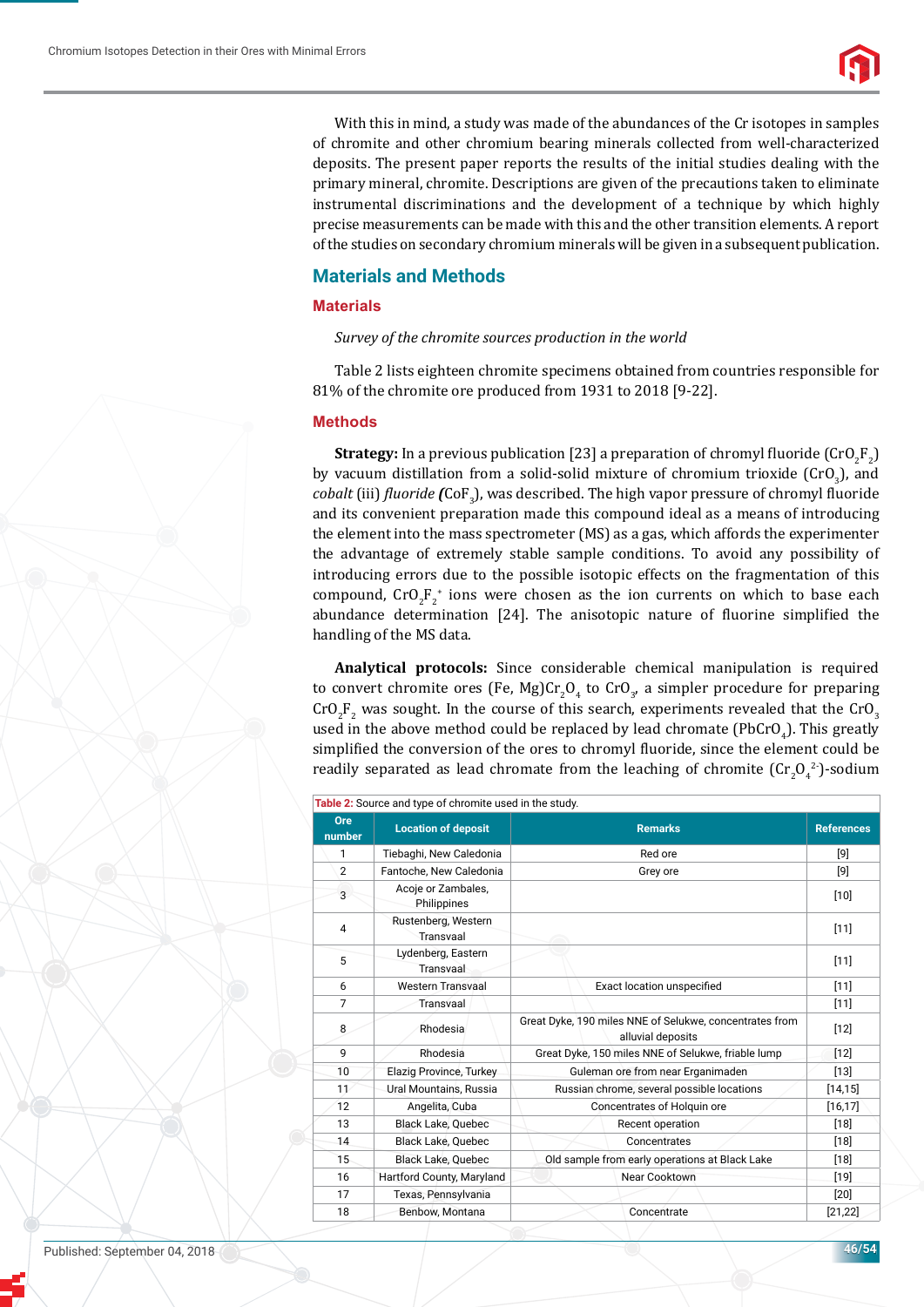With this in mind, a study was made of the abundances of the Cr isotopes in samples of chromite and other chromium bearing minerals collected from well-characterized deposits. The present paper reports the results of the initial studies dealing with the primary mineral, chromite. Descriptions are given of the precautions taken to eliminate instrumental discriminations and the development of a technique by which highly precise measurements can be made with this and the other transition elements. A report of the studies on secondary chromium minerals will be given in a subsequent publication.

## Materials and Methods

### Materials

*Survey of the chromite sources production in the world*

Table 2 lists eighteen chromite specimens obtained from countries responsible for 81% of the chromite ore produced from 1931 to 2018 [9-22].

### Methods

**Strategy:** In a previous publication [23] a preparation of chromyl fluoride ($CrO_2F_2$) by vacuum distillation from a solid-solid mixture of chromium trioxide ($CrO_3$), and *cobalt* (iii) *fluoride (*$CoF_3$), was described. The high vapor pressure of chromyl fluoride and its convenient preparation made this compound ideal as a means of introducing the element into the mass spectrometer (MS) as a gas, which affords the experimenter the advantage of extremely stable sample conditions. To avoid any possibility of introducing errors due to the possible isotopic effects on the fragmentation of this compound, $CrO_2F_2^+$ ions were chosen as the ion currents on which to base each abundance determination [24]. The anisotopic nature of fluorine simplified the handling of the MS data.

**Analytical protocols:** Since considerable chemical manipulation is required to convert chromite ores (Fe, Mg)$Cr_2O_4$ to $CrO_3$, a simpler procedure for preparing $CrO_2F_2$ was sought. In the course of this search, experiments revealed that the $CrO_3$ used in the above method could be replaced by lead chromate ($PbCrO_4$). This greatly simplified the conversion of the ores to chromyl fluoride, since the element could be readily separated as lead chromate from the leaching of chromite ($Cr_2O_4^{2-}$)-sodium

**Table 2:** Source and type of chromite used in the study.

| Ore number | Location of deposit | Remarks | References |
|---|---|---|---|
| 1 | Tiebaghi, New Caledonia | Red ore | [9] |
| 2 | Fantoche, New Caledonia | Grey ore | [9] |
| 3 | Acoje or Zambales, Philippines | | [10] |
| 4 | Rustenberg, Western Transvaal | | [11] |
| 5 | Lydenberg, Eastern Transvaal | | [11] |
| 6 | Western Transvaal | Exact location unspecified | [11] |
| 7 | Transvaal | | [11] |
| 8 | Rhodesia | Great Dyke, 190 miles NNE of Selukwe, concentrates from alluvial deposits | [12] |
| 9 | Rhodesia | Great Dyke, 150 miles NNE of Selukwe, friable lump | [12] |
| 10 | Elazig Province, Turkey | Guleman ore from near Erganimaden | [13] |
| 11 | Ural Mountains, Russia | Russian chrome, several possible locations | [14,15] |
| 12 | Angelita, Cuba | Concentrates of Holquin ore | [16,17] |
| 13 | Black Lake, Quebec | Recent operation | [18] |
| 14 | Black Lake, Quebec | Concentrates | [18] |
| 15 | Black Lake, Quebec | Old sample from early operations at Black Lake | [18] |
| 16 | Hartford County, Maryland | Near Cooktown | [19] |
| 17 | Texas, Pennsylvania | | [20] |
| 18 | Benbow, Montana | Concentrate | [21,22] |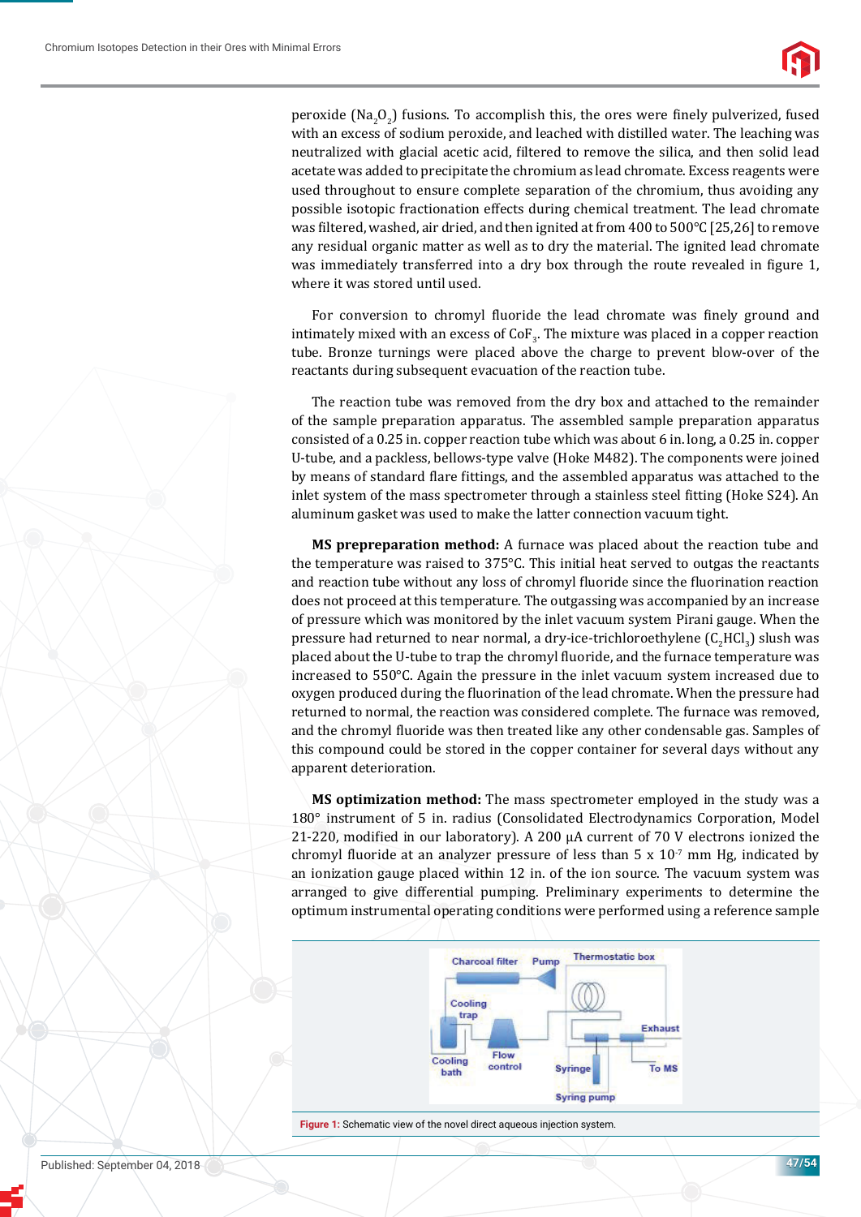peroxide ($Na_2O_2$) fusions. To accomplish this, the ores were finely pulverized, fused with an excess of sodium peroxide, and leached with distilled water. The leaching was neutralized with glacial acetic acid, filtered to remove the silica, and then solid lead acetate was added to precipitate the chromium as lead chromate. Excess reagents were used throughout to ensure complete separation of the chromium, thus avoiding any possible isotopic fractionation effects during chemical treatment. The lead chromate was filtered, washed, air dried, and then ignited at from 400 to 500°C [25,26] to remove any residual organic matter as well as to dry the material. The ignited lead chromate was immediately transferred into a dry box through the route revealed in figure 1, where it was stored until used.

For conversion to chromyl fluoride the lead chromate was finely ground and intimately mixed with an excess of $CoF_3$. The mixture was placed in a copper reaction tube. Bronze turnings were placed above the charge to prevent blow-over of the reactants during subsequent evacuation of the reaction tube.

The reaction tube was removed from the dry box and attached to the remainder of the sample preparation apparatus. The assembled sample preparation apparatus consisted of a 0.25 in. copper reaction tube which was about 6 in. long, a 0.25 in. copper U-tube, and a packless, bellows-type valve (Hoke M482). The components were joined by means of standard flare fittings, and the assembled apparatus was attached to the inlet system of the mass spectrometer through a stainless steel fitting (Hoke S24). An aluminum gasket was used to make the latter connection vacuum tight.

**MS prepreparation method:** A furnace was placed about the reaction tube and the temperature was raised to 375°C. This initial heat served to outgas the reactants and reaction tube without any loss of chromyl fluoride since the fluorination reaction does not proceed at this temperature. The outgassing was accompanied by an increase of pressure which was monitored by the inlet vacuum system Pirani gauge. When the pressure had returned to near normal, a dry-ice-trichloroethylene ($C_2HCl_3$) slush was placed about the U-tube to trap the chromyl fluoride, and the furnace temperature was increased to 550°C. Again the pressure in the inlet vacuum system increased due to oxygen produced during the fluorination of the lead chromate. When the pressure had returned to normal, the reaction was considered complete. The furnace was removed, and the chromyl fluoride was then treated like any other condensable gas. Samples of this compound could be stored in the copper container for several days without any apparent deterioration.

**MS optimization method:** The mass spectrometer employed in the study was a 180° instrument of 5 in. radius (Consolidated Electrodynamics Corporation, Model 21-220, modified in our laboratory). A 200 μA current of 70 V electrons ionized the chromyl fluoride at an analyzer pressure of less than $5 \times 10^{-7}$ mm Hg, indicated by an ionization gauge placed within 12 in. of the ion source. The vacuum system was arranged to give differential pumping. Preliminary experiments to determine the optimum instrumental operating conditions were performed using a reference sample

**Figure 1:** Schematic view of the novel direct aqueous injection system.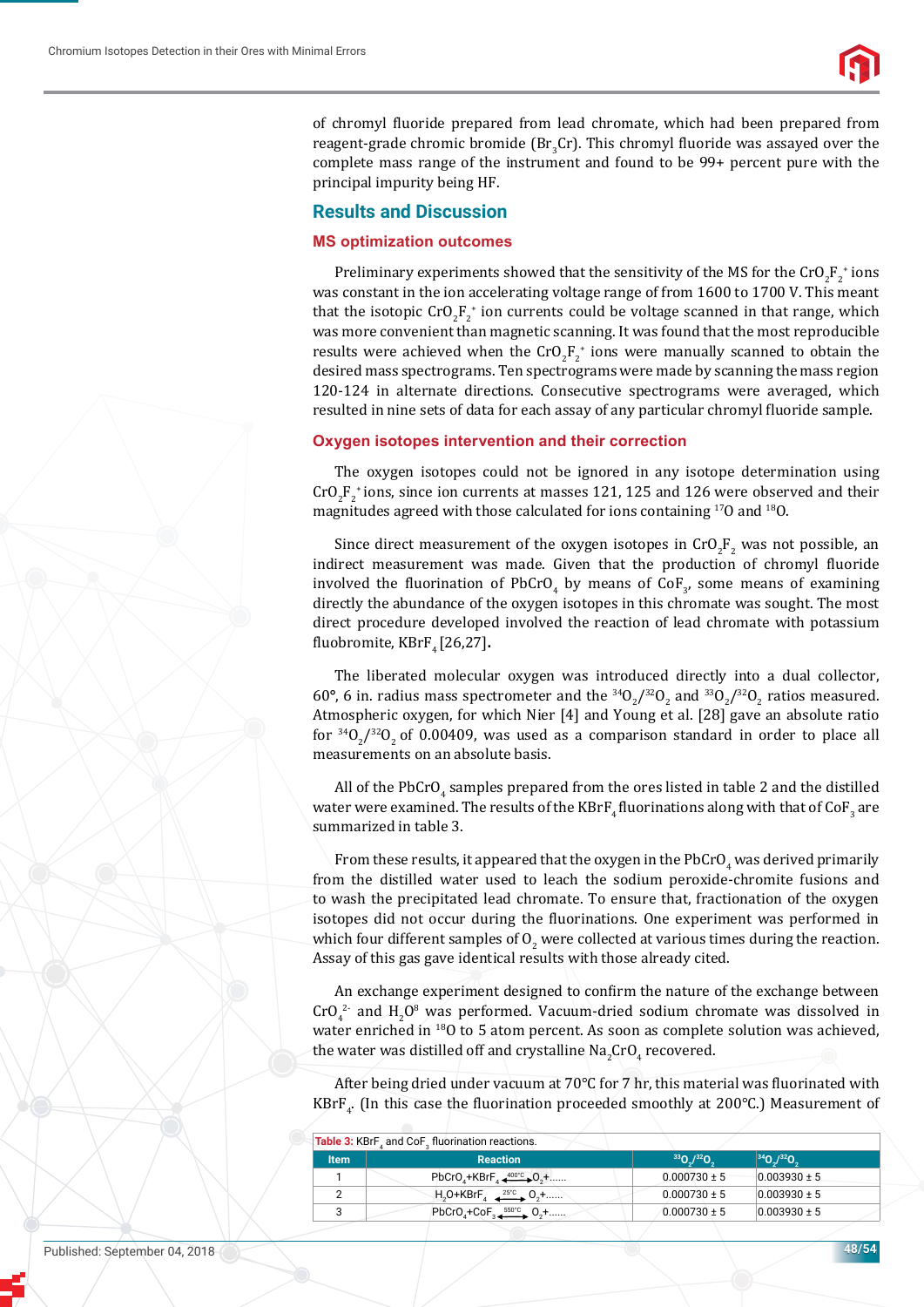of chromyl fluoride prepared from lead chromate, which had been prepared from reagent-grade chromic bromide ($Br_3Cr$). This chromyl fluoride was assayed over the complete mass range of the instrument and found to be 99+ percent pure with the principal impurity being HF.

## Results and Discussion

### MS optimization outcomes

Preliminary experiments showed that the sensitivity of the MS for the $CrO_2F_2^+$ ions was constant in the ion accelerating voltage range of from 1600 to 1700 V. This meant that the isotopic $CrO_2F_2^+$ ion currents could be voltage scanned in that range, which was more convenient than magnetic scanning. It was found that the most reproducible results were achieved when the $CrO_2F_2^+$ ions were manually scanned to obtain the desired mass spectrograms. Ten spectrograms were made by scanning the mass region 120-124 in alternate directions. Consecutive spectrograms were averaged, which resulted in nine sets of data for each assay of any particular chromyl fluoride sample.

### Oxygen isotopes intervention and their correction

The oxygen isotopes could not be ignored in any isotope determination using $CrO_2F_2^+$ ions, since ion currents at masses 121, 125 and 126 were observed and their magnitudes agreed with those calculated for ions containing $^{17}O$ and $^{18}O$.

Since direct measurement of the oxygen isotopes in $CrO_2F_2$ was not possible, an indirect measurement was made. Given that the production of chromyl fluoride involved the fluorination of $PbCrO_4$ by means of $CoF_3$, some means of examining directly the abundance of the oxygen isotopes in this chromate was sought. The most direct procedure developed involved the reaction of lead chromate with potassium fluobromite, $KBrF_4$ [26,27].

The liberated molecular oxygen was introduced directly into a dual collector, 60°, 6 in. radius mass spectrometer and the $^{34}O_2/^{32}O_2$ and $^{33}O_2/^{32}O_2$ ratios measured. Atmospheric oxygen, for which Nier [4] and Young et al. [28] gave an absolute ratio for $^{34}O_2/^{32}O_2$ of 0.00409, was used as a comparison standard in order to place all measurements on an absolute basis.

All of the $PbCrO_4$ samples prepared from the ores listed in table 2 and the distilled water were examined. The results of the $KBrF_4$ fluorinations along with that of $CoF_3$ are summarized in table 3.

From these results, it appeared that the oxygen in the $PbCrO_4$ was derived primarily from the distilled water used to leach the sodium peroxide-chromite fusions and to wash the precipitated lead chromate. To ensure that, fractionation of the oxygen isotopes did not occur during the fluorinations. One experiment was performed in which four different samples of $O_2$ were collected at various times during the reaction. Assay of this gas gave identical results with those already cited.

An exchange experiment designed to confirm the nature of the exchange between $CrO_4^{2-}$ and $H_2O^8$ was performed. Vacuum-dried sodium chromate was dissolved in water enriched in $^{18}O$ to 5 atom percent. As soon as complete solution was achieved, the water was distilled off and crystalline $Na_2CrO_4$ recovered.

After being dried under vacuum at 70°C for 7 hr, this material was fluorinated with $KBrF_4$. (In this case the fluorination proceeded smoothly at 200°C.) Measurement of

**Table 3:** $KBrF_4$ and $CoF_3$ fluorination reactions.

| Item | Reaction | $^{33}O_2/^{32}O_2$ | $^{34}O_2/^{32}O_2$ |
|---|---|---|---|
| 1 | $PbCrO_4+KBrF_4 \xrightarrow{400°C} O_2+......$ | 0.000730 ± 5 | 0.003930 ± 5 |
| 2 | $H_2O+KBrF_4 \xrightarrow{25°C} O_2+......$ | 0.000730 ± 5 | 0.003930 ± 5 |
| 3 | $PbCrO_4+CoF_3 \xrightarrow{550°C} O_2+......$ | 0.000730 ± 5 | 0.003930 ± 5 |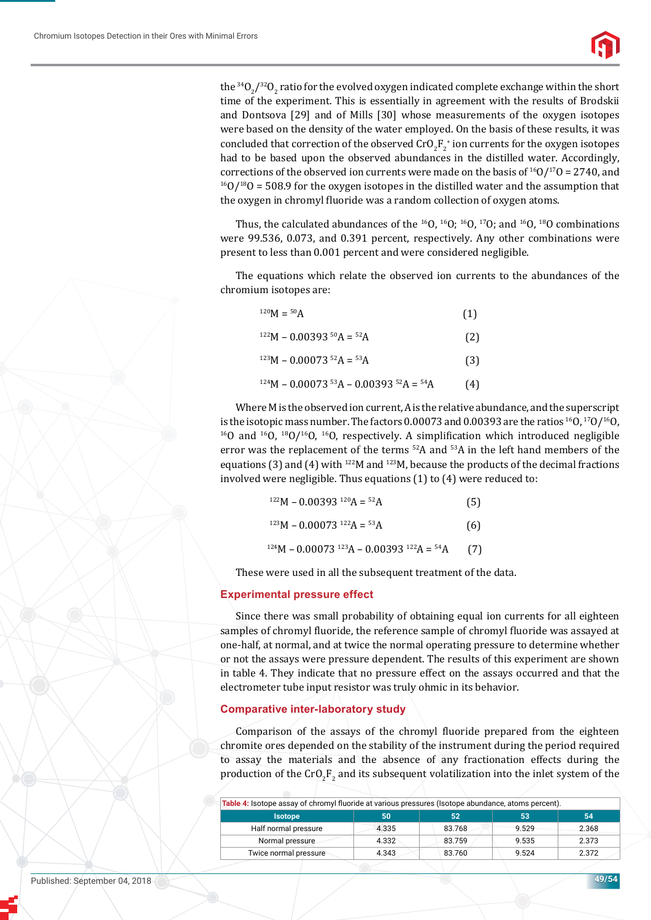the $^{34}O_2/^{32}O_2$ ratio for the evolved oxygen indicated complete exchange within the short time of the experiment. This is essentially in agreement with the results of Brodskii and Dontsova [29] and of Mills [30] whose measurements of the oxygen isotopes were based on the density of the water employed. On the basis of these results, it was concluded that correction of the observed $CrO_2F_2^+$ ion currents for the oxygen isotopes had to be based upon the observed abundances in the distilled water. Accordingly, corrections of the observed ion currents were made on the basis of $^{16}O/^{17}O = 2740$, and $^{16}O/^{18}O = 508.9$ for the oxygen isotopes in the distilled water and the assumption that the oxygen in chromyl fluoride was a random collection of oxygen atoms.

Thus, the calculated abundances of the $^{16}O$, $^{16}O$; $^{16}O$, $^{17}O$; and $^{16}O$, $^{18}O$ combinations were 99.536, 0.073, and 0.391 percent, respectively. Any other combinations were present to less than 0.001 percent and were considered negligible.

The equations which relate the observed ion currents to the abundances of the chromium isotopes are:

$$^{120}M = {}^{50}A \quad (1)$$

$$^{122}M - 0.00393\ {}^{50}A = {}^{52}A \quad (2)$$

$$^{123}M - 0.00073\ {}^{52}A = {}^{53}A \quad (3)$$

$$^{124}M - 0.00073\ {}^{53}A - 0.00393\ {}^{52}A = {}^{54}A \quad (4)$$

Where M is the observed ion current, A is the relative abundance, and the superscript is the isotopic mass number. The factors 0.00073 and 0.00393 are the ratios $^{16}O$, $^{17}O/^{16}O$, $^{16}O$ and $^{16}O$, $^{18}O/^{16}O$, $^{16}O$, respectively. A simplification which introduced negligible error was the replacement of the terms $^{52}A$ and $^{53}A$ in the left hand members of the equations (3) and (4) with $^{122}M$ and $^{123}M$, because the products of the decimal fractions involved were negligible. Thus equations (1) to (4) were reduced to:

$$^{122}M - 0.00393\ {}^{120}A = {}^{52}A \quad (5)$$

$$^{123}M - 0.00073\ {}^{122}A = {}^{53}A \quad (6)$$

$$^{124}M - 0.00073\ {}^{123}A - 0.00393\ {}^{122}A = {}^{54}A \quad (7)$$

These were used in all the subsequent treatment of the data.

## Experimental pressure effect

Since there was small probability of obtaining equal ion currents for all eighteen samples of chromyl fluoride, the reference sample of chromyl fluoride was assayed at one-half, at normal, and at twice the normal operating pressure to determine whether or not the assays were pressure dependent. The results of this experiment are shown in table 4. They indicate that no pressure effect on the assays occurred and that the electrometer tube input resistor was truly ohmic in its behavior.

## Comparative inter-laboratory study

Comparison of the assays of the chromyl fluoride prepared from the eighteen chromite ores depended on the stability of the instrument during the period required to assay the materials and the absence of any fractionation effects during the production of the $CrO_2F_2$ and its subsequent volatilization into the inlet system of the

**Table 4:** Isotope assay of chromyl fluoride at various pressures (Isotope abundance, atoms percent).

| Isotope | 50 | 52 | 53 | 54 |
|---|---|---|---|---|
| Half normal pressure | 4.335 | 83.768 | 9.529 | 2.368 |
| Normal pressure | 4.332 | 83.759 | 9.535 | 2.373 |
| Twice normal pressure | 4.343 | 83.760 | 9.524 | 2.372 |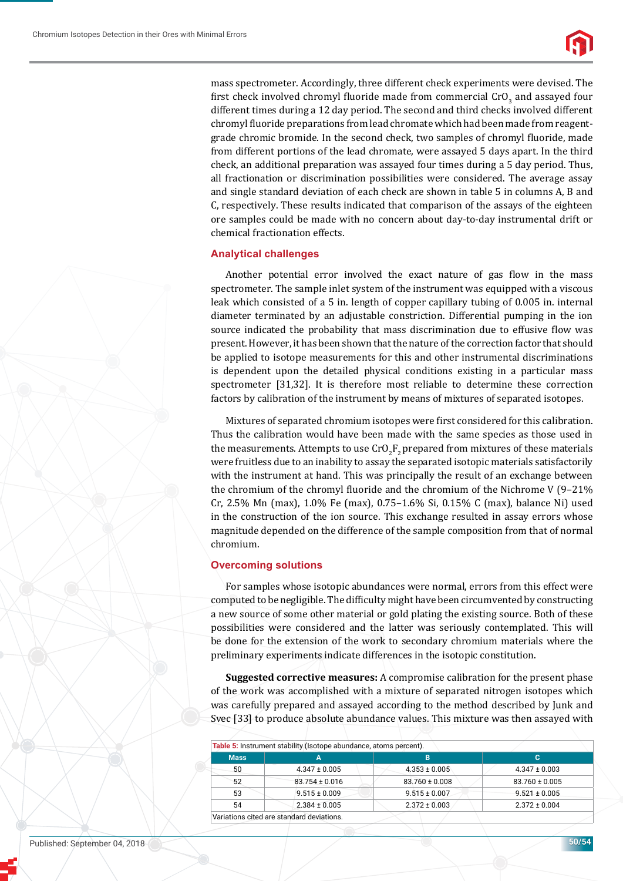mass spectrometer. Accordingly, three different check experiments were devised. The first check involved chromyl fluoride made from commercial $CrO_3$ and assayed four different times during a 12 day period. The second and third checks involved different chromyl fluoride preparations from lead chromate which had been made from reagent-grade chromic bromide. In the second check, two samples of chromyl fluoride, made from different portions of the lead chromate, were assayed 5 days apart. In the third check, an additional preparation was assayed four times during a 5 day period. Thus, all fractionation or discrimination possibilities were considered. The average assay and single standard deviation of each check are shown in table 5 in columns A, B and C, respectively. These results indicated that comparison of the assays of the eighteen ore samples could be made with no concern about day-to-day instrumental drift or chemical fractionation effects.

## Analytical challenges

Another potential error involved the exact nature of gas flow in the mass spectrometer. The sample inlet system of the instrument was equipped with a viscous leak which consisted of a 5 in. length of copper capillary tubing of 0.005 in. internal diameter terminated by an adjustable constriction. Differential pumping in the ion source indicated the probability that mass discrimination due to effusive flow was present. However, it has been shown that the nature of the correction factor that should be applied to isotope measurements for this and other instrumental discriminations is dependent upon the detailed physical conditions existing in a particular mass spectrometer [31,32]. It is therefore most reliable to determine these correction factors by calibration of the instrument by means of mixtures of separated isotopes.

Mixtures of separated chromium isotopes were first considered for this calibration. Thus the calibration would have been made with the same species as those used in the measurements. Attempts to use $CrO_2F_2$ prepared from mixtures of these materials were fruitless due to an inability to assay the separated isotopic materials satisfactorily with the instrument at hand. This was principally the result of an exchange between the chromium of the chromyl fluoride and the chromium of the Nichrome V (9–21% Cr, 2.5% Mn (max), 1.0% Fe (max), 0.75–1.6% Si, 0.15% C (max), balance Ni) used in the construction of the ion source. This exchange resulted in assay errors whose magnitude depended on the difference of the sample composition from that of normal chromium.

## Overcoming solutions

For samples whose isotopic abundances were normal, errors from this effect were computed to be negligible. The difficulty might have been circumvented by constructing a new source of some other material or gold plating the existing source. Both of these possibilities were considered and the latter was seriously contemplated. This will be done for the extension of the work to secondary chromium materials where the preliminary experiments indicate differences in the isotopic constitution.

**Suggested corrective measures:** A compromise calibration for the present phase of the work was accomplished with a mixture of separated nitrogen isotopes which was carefully prepared and assayed according to the method described by Junk and Svec [33] to produce absolute abundance values. This mixture was then assayed with

Table 5: Instrument stability (Isotope abundance, atoms percent).

| Mass | A | B | C |
|---|---|---|---|
| 50 | 4.347 ± 0.005 | 4.353 ± 0.005 | 4.347 ± 0.003 |
| 52 | 83.754 ± 0.016 | 83.760 ± 0.008 | 83.760 ± 0.005 |
| 53 | 9.515 ± 0.009 | 9.515 ± 0.007 | 9.521 ± 0.005 |
| 54 | 2.384 ± 0.005 | 2.372 ± 0.003 | 2.372 ± 0.004 |

Variations cited are standard deviations.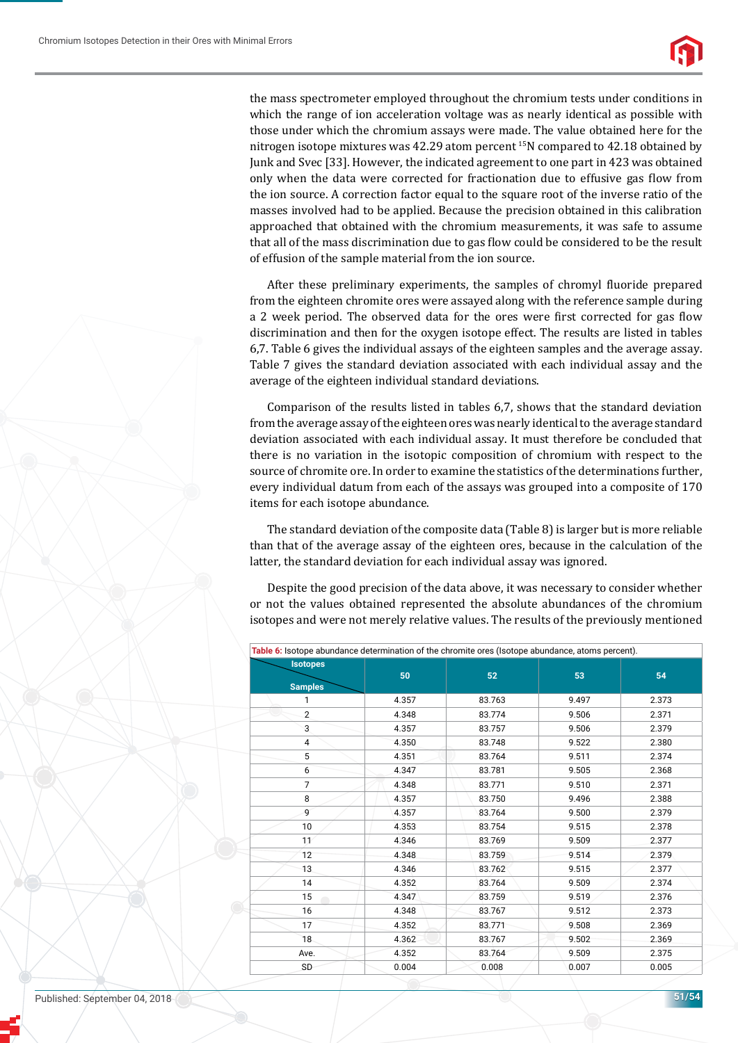the mass spectrometer employed throughout the chromium tests under conditions in which the range of ion acceleration voltage was as nearly identical as possible with those under which the chromium assays were made. The value obtained here for the nitrogen isotope mixtures was 42.29 atom percent $^{15}N$ compared to 42.18 obtained by Junk and Svec [33]. However, the indicated agreement to one part in 423 was obtained only when the data were corrected for fractionation due to effusive gas flow from the ion source. A correction factor equal to the square root of the inverse ratio of the masses involved had to be applied. Because the precision obtained in this calibration approached that obtained with the chromium measurements, it was safe to assume that all of the mass discrimination due to gas flow could be considered to be the result of effusion of the sample material from the ion source.

After these preliminary experiments, the samples of chromyl fluoride prepared from the eighteen chromite ores were assayed along with the reference sample during a 2 week period. The observed data for the ores were first corrected for gas flow discrimination and then for the oxygen isotope effect. The results are listed in tables 6,7. Table 6 gives the individual assays of the eighteen samples and the average assay. Table 7 gives the standard deviation associated with each individual assay and the average of the eighteen individual standard deviations.

Comparison of the results listed in tables 6,7, shows that the standard deviation from the average assay of the eighteen ores was nearly identical to the average standard deviation associated with each individual assay. It must therefore be concluded that there is no variation in the isotopic composition of chromium with respect to the source of chromite ore. In order to examine the statistics of the determinations further, every individual datum from each of the assays was grouped into a composite of 170 items for each isotope abundance.

The standard deviation of the composite data (Table 8) is larger but is more reliable than that of the average assay of the eighteen ores, because in the calculation of the latter, the standard deviation for each individual assay was ignored.

Despite the good precision of the data above, it was necessary to consider whether or not the values obtained represented the absolute abundances of the chromium isotopes and were not merely relative values. The results of the previously mentioned

Table 6: Isotope abundance determination of the chromite ores (Isotope abundance, atoms percent).

| Samples \ Isotopes | 50 | 52 | 53 | 54 |
|---|---|---|---|---|
| 1 | 4.357 | 83.763 | 9.497 | 2.373 |
| 2 | 4.348 | 83.774 | 9.506 | 2.371 |
| 3 | 4.357 | 83.757 | 9.506 | 2.379 |
| 4 | 4.350 | 83.748 | 9.522 | 2.380 |
| 5 | 4.351 | 83.764 | 9.511 | 2.374 |
| 6 | 4.347 | 83.781 | 9.505 | 2.368 |
| 7 | 4.348 | 83.771 | 9.510 | 2.371 |
| 8 | 4.357 | 83.750 | 9.496 | 2.388 |
| 9 | 4.357 | 83.764 | 9.500 | 2.379 |
| 10 | 4.353 | 83.754 | 9.515 | 2.378 |
| 11 | 4.346 | 83.769 | 9.509 | 2.377 |
| 12 | 4.348 | 83.759 | 9.514 | 2.379 |
| 13 | 4.346 | 83.762 | 9.515 | 2.377 |
| 14 | 4.352 | 83.764 | 9.509 | 2.374 |
| 15 | 4.347 | 83.759 | 9.519 | 2.376 |
| 16 | 4.348 | 83.767 | 9.512 | 2.373 |
| 17 | 4.352 | 83.771 | 9.508 | 2.369 |
| 18 | 4.362 | 83.767 | 9.502 | 2.369 |
| Ave. | 4.352 | 83.764 | 9.509 | 2.375 |
| SD | 0.004 | 0.008 | 0.007 | 0.005 |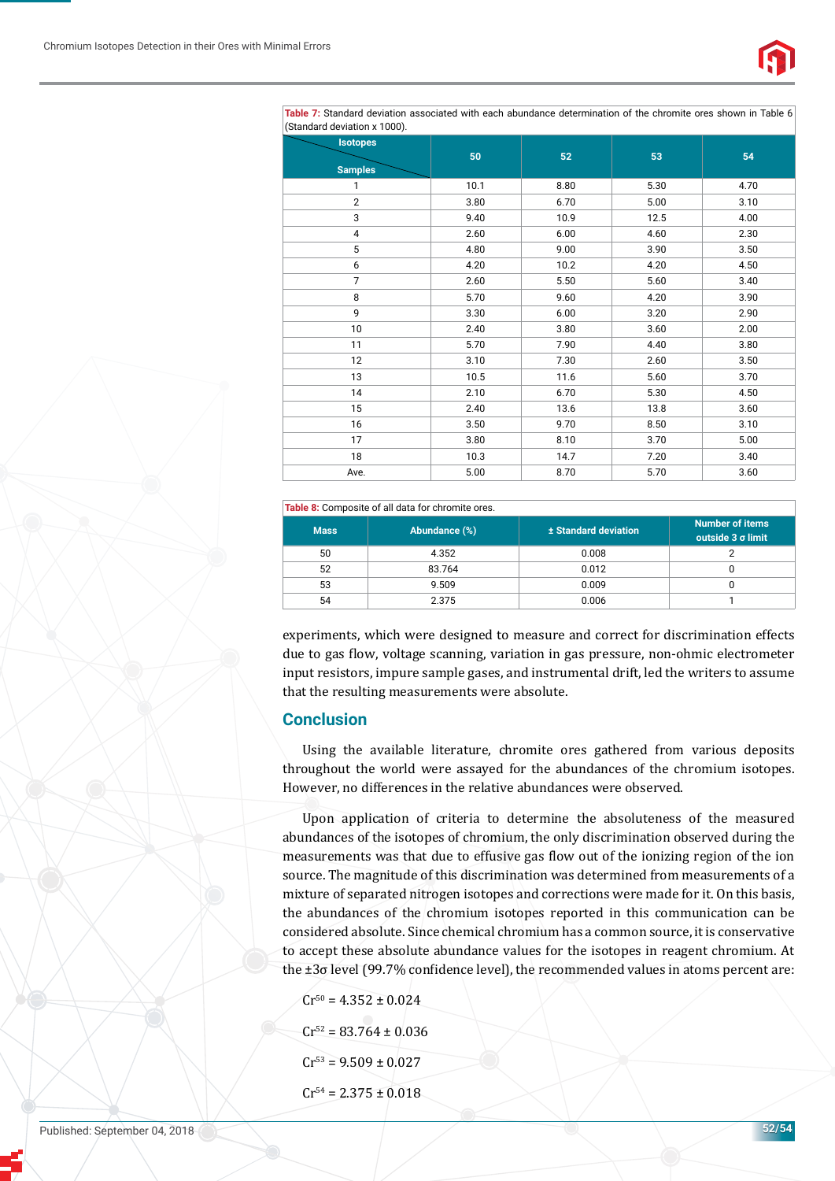**Table 7:** Standard deviation associated with each abundance determination of the chromite ores shown in Table 6 (Standard deviation x 1000).

| Samples \ Isotopes | 50 | 52 | 53 | 54 |
|---|---|---|---|---|
| 1 | 10.1 | 8.80 | 5.30 | 4.70 |
| 2 | 3.80 | 6.70 | 5.00 | 3.10 |
| 3 | 9.40 | 10.9 | 12.5 | 4.00 |
| 4 | 2.60 | 6.00 | 4.60 | 2.30 |
| 5 | 4.80 | 9.00 | 3.90 | 3.50 |
| 6 | 4.20 | 10.2 | 4.20 | 4.50 |
| 7 | 2.60 | 5.50 | 5.60 | 3.40 |
| 8 | 5.70 | 9.60 | 4.20 | 3.90 |
| 9 | 3.30 | 6.00 | 3.20 | 2.90 |
| 10 | 2.40 | 3.80 | 3.60 | 2.00 |
| 11 | 5.70 | 7.90 | 4.40 | 3.80 |
| 12 | 3.10 | 7.30 | 2.60 | 3.50 |
| 13 | 10.5 | 11.6 | 5.60 | 3.70 |
| 14 | 2.10 | 6.70 | 5.30 | 4.50 |
| 15 | 2.40 | 13.6 | 13.8 | 3.60 |
| 16 | 3.50 | 9.70 | 8.50 | 3.10 |
| 17 | 3.80 | 8.10 | 3.70 | 5.00 |
| 18 | 10.3 | 14.7 | 7.20 | 3.40 |
| Ave. | 5.00 | 8.70 | 5.70 | 3.60 |

**Table 8:** Composite of all data for chromite ores.

| Mass | Abundance (%) | ± Standard deviation | Number of items outside 3 σ limit |
|---|---|---|---|
| 50 | 4.352 | 0.008 | 2 |
| 52 | 83.764 | 0.012 | 0 |
| 53 | 9.509 | 0.009 | 0 |
| 54 | 2.375 | 0.006 | 1 |

experiments, which were designed to measure and correct for discrimination effects due to gas flow, voltage scanning, variation in gas pressure, non-ohmic electrometer input resistors, impure sample gases, and instrumental drift, led the writers to assume that the resulting measurements were absolute.

## Conclusion

Using the available literature, chromite ores gathered from various deposits throughout the world were assayed for the abundances of the chromium isotopes. However, no differences in the relative abundances were observed.

Upon application of criteria to determine the absoluteness of the measured abundances of the isotopes of chromium, the only discrimination observed during the measurements was that due to effusive gas flow out of the ionizing region of the ion source. The magnitude of this discrimination was determined from measurements of a mixture of separated nitrogen isotopes and corrections were made for it. On this basis, the abundances of the chromium isotopes reported in this communication can be considered absolute. Since chemical chromium has a common source, it is conservative to accept these absolute abundance values for the isotopes in reagent chromium. At the ±3σ level (99.7% confidence level), the recommended values in atoms percent are:

$Cr^{50} = 4.352 \pm 0.024$

$Cr^{52} = 83.764 \pm 0.036$

$Cr^{53} = 9.509 \pm 0.027$

$Cr^{54} = 2.375 \pm 0.018$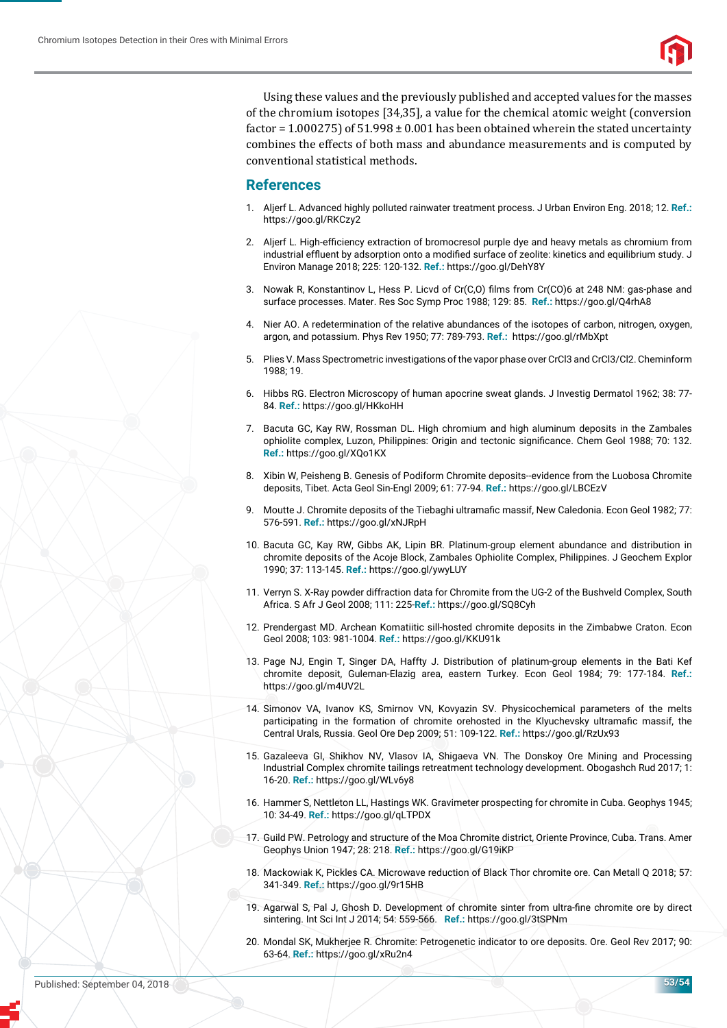Using these values and the previously published and accepted values for the masses of the chromium isotopes [34,35], a value for the chemical atomic weight (conversion factor = 1.000275) of 51.998 ± 0.001 has been obtained wherein the stated uncertainty combines the effects of both mass and abundance measurements and is computed by conventional statistical methods.

## References

1. Aljerf L. Advanced highly polluted rainwater treatment process. J Urban Environ Eng. 2018; 12. **Ref.:** https://goo.gl/RKCzy2
2. Aljerf L. High-efficiency extraction of bromocresol purple dye and heavy metals as chromium from industrial effluent by adsorption onto a modified surface of zeolite: kinetics and equilibrium study. J Environ Manage 2018; 225: 120-132. **Ref.:** https://goo.gl/DehY8Y
3. Nowak R, Konstantinov L, Hess P. Licvd of Cr(C,O) films from Cr(CO)6 at 248 NM: gas-phase and surface processes. Mater. Res Soc Symp Proc 1988; 129: 85. **Ref.:** https://goo.gl/Q4rhA8
4. Nier AO. A redetermination of the relative abundances of the isotopes of carbon, nitrogen, oxygen, argon, and potassium. Phys Rev 1950; 77: 789-793. **Ref.:** https://goo.gl/rMbXpt
5. Plies V. Mass Spectrometric investigations of the vapor phase over CrCl3 and CrCl3/Cl2. Cheminform 1988; 19.
6. Hibbs RG. Electron Microscopy of human apocrine sweat glands. J Investig Dermatol 1962; 38: 77-84. **Ref.:** https://goo.gl/HKkoHH
7. Bacuta GC, Kay RW, Rossman DL. High chromium and high aluminum deposits in the Zambales ophiolite complex, Luzon, Philippines: Origin and tectonic significance. Chem Geol 1988; 70: 132. **Ref.:** https://goo.gl/XQo1KX
8. Xibin W, Peisheng B. Genesis of Podiform Chromite deposits--evidence from the Luobosa Chromite deposits, Tibet. Acta Geol Sin-Engl 2009; 61: 77-94. **Ref.:** https://goo.gl/LBCEzV
9. Moutte J. Chromite deposits of the Tiebaghi ultramafic massif, New Caledonia. Econ Geol 1982; 77: 576-591. **Ref.:** https://goo.gl/xNJRpH
10. Bacuta GC, Kay RW, Gibbs AK, Lipin BR. Platinum-group element abundance and distribution in chromite deposits of the Acoje Block, Zambales Ophiolite Complex, Philippines. J Geochem Explor 1990; 37: 113-145. **Ref.:** https://goo.gl/ywyLUY
11. Verryn S. X-Ray powder diffraction data for Chromite from the UG-2 of the Bushveld Complex, South Africa. S Afr J Geol 2008; 111: 225-**Ref.:** https://goo.gl/SQ8Cyh
12. Prendergast MD. Archean Komatiitic sill-hosted chromite deposits in the Zimbabwe Craton. Econ Geol 2008; 103: 981-1004. **Ref.:** https://goo.gl/KKU91k
13. Page NJ, Engin T, Singer DA, Haffty J. Distribution of platinum-group elements in the Bati Kef chromite deposit, Guleman-Elazig area, eastern Turkey. Econ Geol 1984; 79: 177-184. **Ref.:** https://goo.gl/m4UV2L
14. Simonov VA, Ivanov KS, Smirnov VN, Kovyazin SV. Physicochemical parameters of the melts participating in the formation of chromite orehosted in the Klyuchevsky ultramafic massif, the Central Urals, Russia. Geol Ore Dep 2009; 51: 109-122. **Ref.:** https://goo.gl/RzUx93
15. Gazaleeva GI, Shikhov NV, Vlasov IA, Shigaeva VN. The Donskoy Ore Mining and Processing Industrial Complex chromite tailings retreatment technology development. Obogashch Rud 2017; 1: 16-20. **Ref.:** https://goo.gl/WLv6y8
16. Hammer S, Nettleton LL, Hastings WK. Gravimeter prospecting for chromite in Cuba. Geophys 1945; 10: 34-49. **Ref.:** https://goo.gl/qLTPDX
17. Guild PW. Petrology and structure of the Moa Chromite district, Oriente Province, Cuba. Trans. Amer Geophys Union 1947; 28: 218. **Ref.:** https://goo.gl/G19iKP
18. Mackowiak K, Pickles CA. Microwave reduction of Black Thor chromite ore. Can Metall Q 2018; 57: 341-349. **Ref.:** https://goo.gl/9r15HB
19. Agarwal S, Pal J, Ghosh D. Development of chromite sinter from ultra-fine chromite ore by direct sintering. Int Sci Int J 2014; 54: 559-566. **Ref.:** https://goo.gl/3tSPNm
20. Mondal SK, Mukherjee R. Chromite: Petrogenetic indicator to ore deposits. Ore. Geol Rev 2017; 90: 63-64. **Ref.:** https://goo.gl/xRu2n4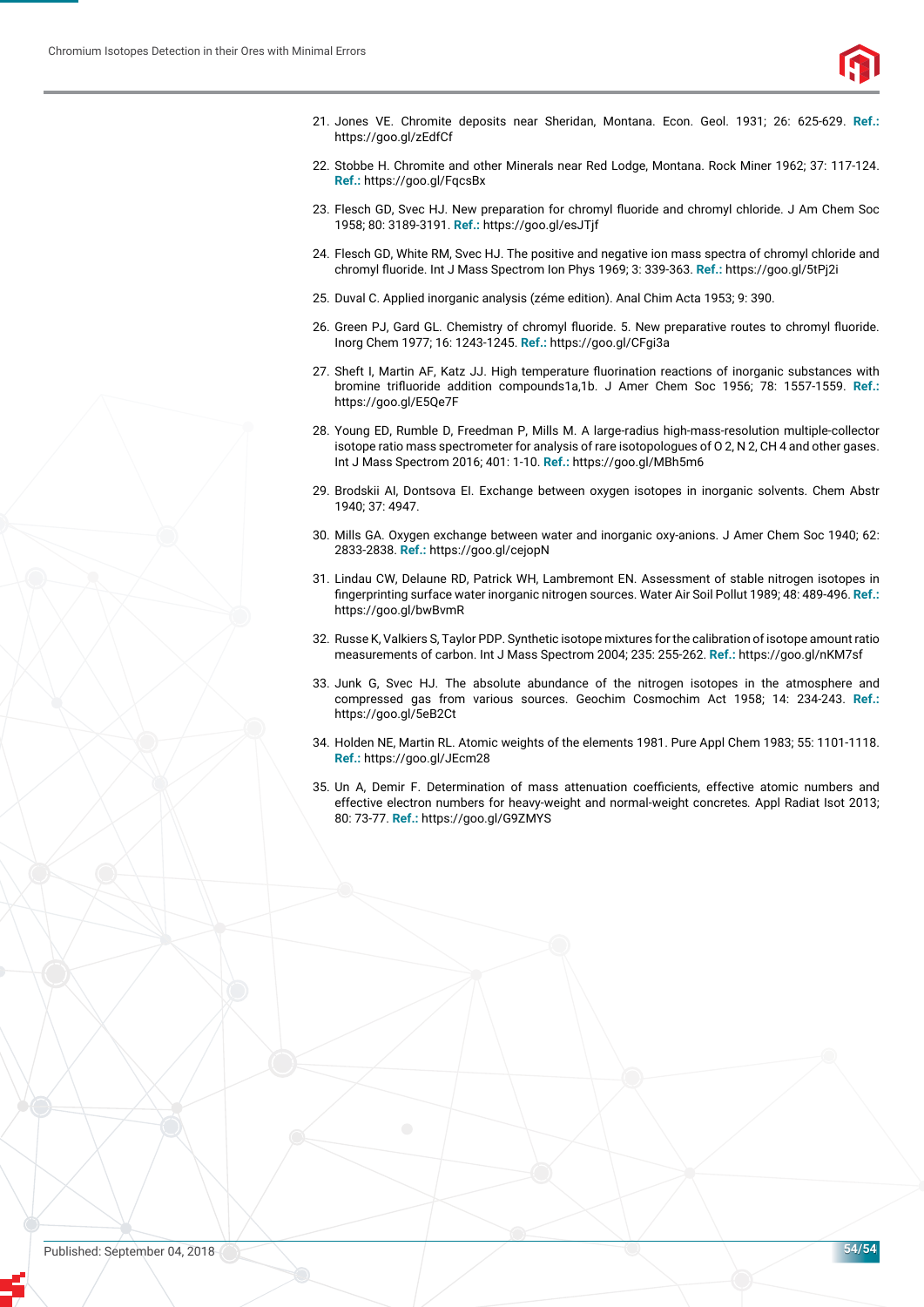21. Jones VE. Chromite deposits near Sheridan, Montana. Econ. Geol. 1931; 26: 625-629. **Ref.:** https://goo.gl/zEdfCf

22. Stobbe H. Chromite and other Minerals near Red Lodge, Montana. Rock Miner 1962; 37: 117-124. **Ref.:** https://goo.gl/FqcsBx

23. Flesch GD, Svec HJ. New preparation for chromyl fluoride and chromyl chloride. J Am Chem Soc 1958; 80: 3189-3191. **Ref.:** https://goo.gl/esJTjf

24. Flesch GD, White RM, Svec HJ. The positive and negative ion mass spectra of chromyl chloride and chromyl fluoride. Int J Mass Spectrom Ion Phys 1969; 3: 339-363. **Ref.:** https://goo.gl/5tPj2i

25. Duval C. Applied inorganic analysis (zéme edition). Anal Chim Acta 1953; 9: 390.

26. Green PJ, Gard GL. Chemistry of chromyl fluoride. 5. New preparative routes to chromyl fluoride. Inorg Chem 1977; 16: 1243-1245. **Ref.:** https://goo.gl/CFgi3a

27. Sheft I, Martin AF, Katz JJ. High temperature fluorination reactions of inorganic substances with bromine trifluoride addition compounds1a,1b. J Amer Chem Soc 1956; 78: 1557-1559. **Ref.:** https://goo.gl/E5Qe7F

28. Young ED, Rumble D, Freedman P, Mills M. A large-radius high-mass-resolution multiple-collector isotope ratio mass spectrometer for analysis of rare isotopologues of O 2, N 2, CH 4 and other gases. Int J Mass Spectrom 2016; 401: 1-10. **Ref.:** https://goo.gl/MBh5m6

29. Brodskii AI, Dontsova EI. Exchange between oxygen isotopes in inorganic solvents. Chem Abstr 1940; 37: 4947.

30. Mills GA. Oxygen exchange between water and inorganic oxy-anions. J Amer Chem Soc 1940; 62: 2833-2838. **Ref.:** https://goo.gl/cejopN

31. Lindau CW, Delaune RD, Patrick WH, Lambremont EN. Assessment of stable nitrogen isotopes in fingerprinting surface water inorganic nitrogen sources. Water Air Soil Pollut 1989; 48: 489-496. **Ref.:** https://goo.gl/bwBvmR

32. Russe K, Valkiers S, Taylor PDP. Synthetic isotope mixtures for the calibration of isotope amount ratio measurements of carbon. Int J Mass Spectrom 2004; 235: 255-262. **Ref.:** https://goo.gl/nKM7sf

33. Junk G, Svec HJ. The absolute abundance of the nitrogen isotopes in the atmosphere and compressed gas from various sources. Geochim Cosmochim Act 1958; 14: 234-243. **Ref.:** https://goo.gl/5eB2Ct

34. Holden NE, Martin RL. Atomic weights of the elements 1981. Pure Appl Chem 1983; 55: 1101-1118. **Ref.:** https://goo.gl/JEcm28

35. Un A, Demir F. Determination of mass attenuation coefficients, effective atomic numbers and effective electron numbers for heavy-weight and normal-weight concretes. Appl Radiat Isot 2013; 80: 73-77. **Ref.:** https://goo.gl/G9ZMYS